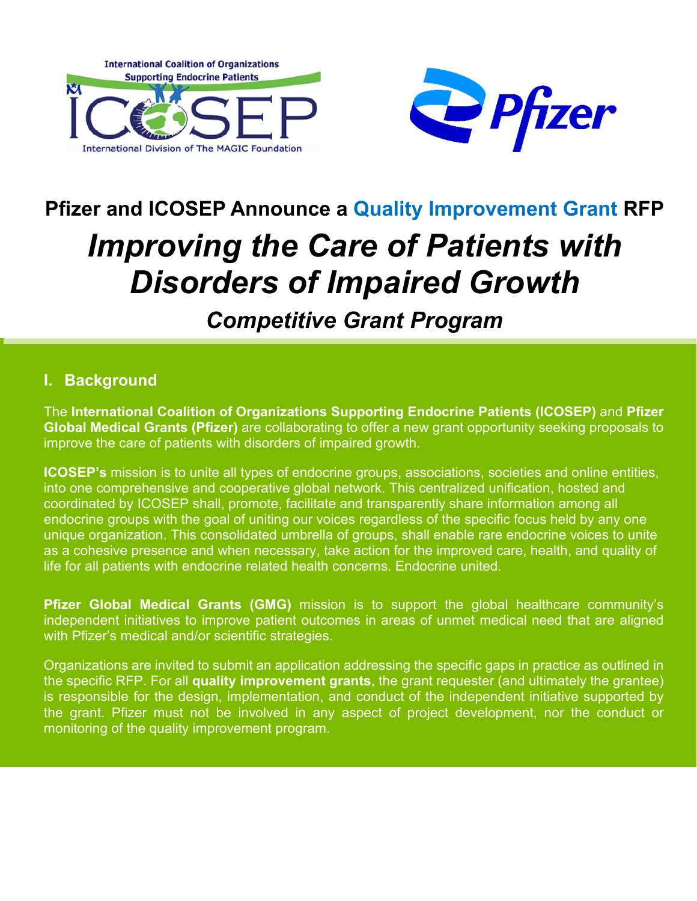International Coalition of Organizations Supporting Endocrine Patients

ICOSEP

International Division of The MAGIC Foundation

Pfizer

# Pfizer and ICOSEP Announce a Quality Improvement Grant RFP

# *Improving the Care of Patients with Disorders of Impaired Growth*

## *Competitive Grant Program*

## I. Background

The **International Coalition of Organizations Supporting Endocrine Patients (ICOSEP)** and **Pfizer Global Medical Grants (Pfizer)** are collaborating to offer a new grant opportunity seeking proposals to improve the care of patients with disorders of impaired growth.

**ICOSEP's** mission is to unite all types of endocrine groups, associations, societies and online entities, into one comprehensive and cooperative global network. This centralized unification, hosted and coordinated by ICOSEP shall, promote, facilitate and transparently share information among all endocrine groups with the goal of uniting our voices regardless of the specific focus held by any one unique organization. This consolidated umbrella of groups, shall enable rare endocrine voices to unite as a cohesive presence and when necessary, take action for the improved care, health, and quality of life for all patients with endocrine related health concerns. Endocrine united.

**Pfizer Global Medical Grants (GMG)** mission is to support the global healthcare community's independent initiatives to improve patient outcomes in areas of unmet medical need that are aligned with Pfizer's medical and/or scientific strategies.

Organizations are invited to submit an application addressing the specific gaps in practice as outlined in the specific RFP. For all **quality improvement grants**, the grant requester (and ultimately the grantee) is responsible for the design, implementation, and conduct of the independent initiative supported by the grant. Pfizer must not be involved in any aspect of project development, nor the conduct or monitoring of the quality improvement program.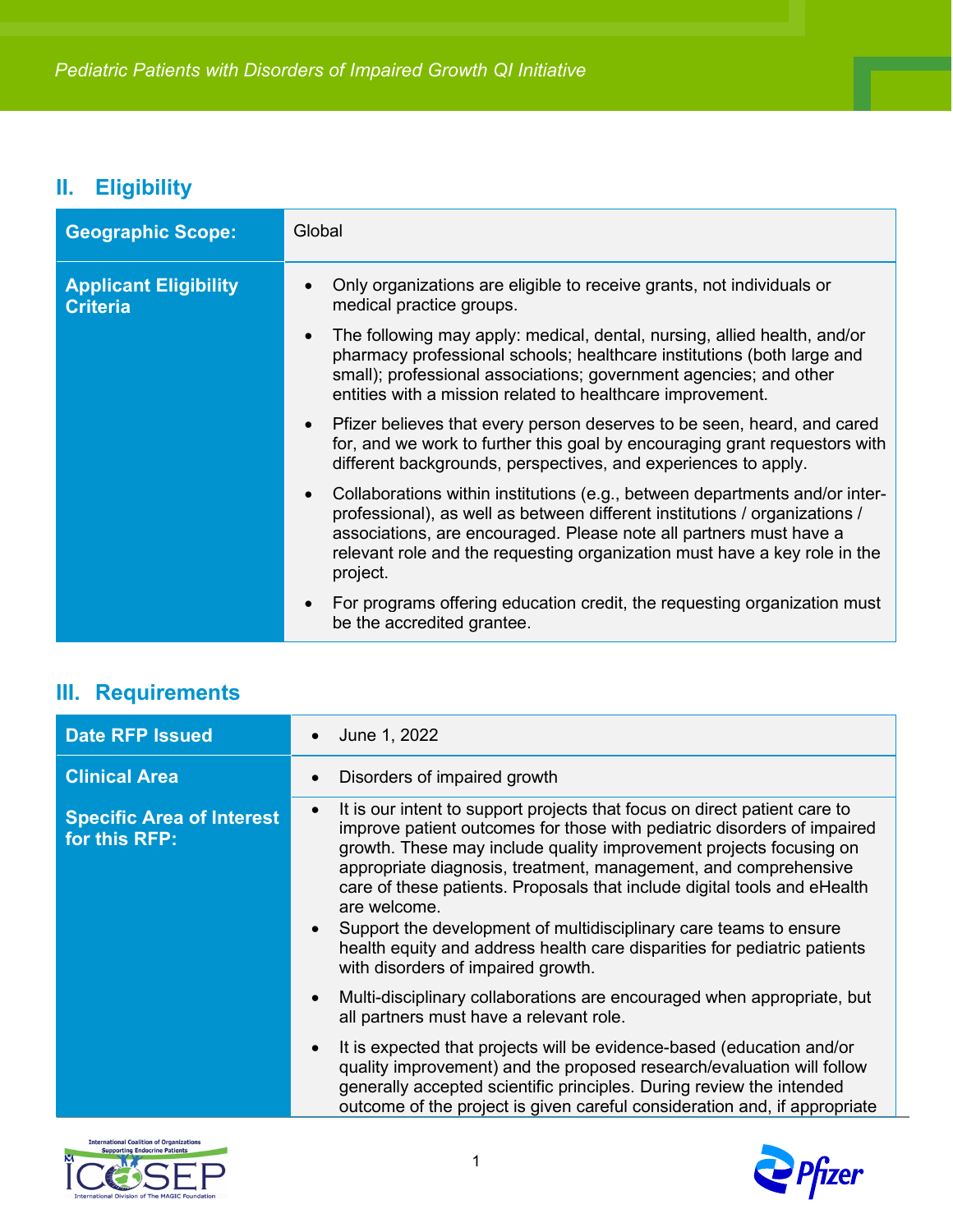## II. Eligibility

| | |
|---|---|
| **Geographic Scope:** | Global |
| **Applicant Eligibility Criteria** | • Only organizations are eligible to receive grants, not individuals or medical practice groups.<br>• The following may apply: medical, dental, nursing, allied health, and/or pharmacy professional schools; healthcare institutions (both large and small); professional associations; government agencies; and other entities with a mission related to healthcare improvement.<br>• Pfizer believes that every person deserves to be seen, heard, and cared for, and we work to further this goal by encouraging grant requestors with different backgrounds, perspectives, and experiences to apply.<br>• Collaborations within institutions (e.g., between departments and/or inter-professional), as well as between different institutions / organizations / associations, are encouraged. Please note all partners must have a relevant role and the requesting organization must have a key role in the project.<br>• For programs offering education credit, the requesting organization must be the accredited grantee. |

## III. Requirements

| | |
|---|---|
| **Date RFP Issued** | • June 1, 2022 |
| **Clinical Area** | • Disorders of impaired growth |
| **Specific Area of Interest for this RFP:** | • It is our intent to support projects that focus on direct patient care to improve patient outcomes for those with pediatric disorders of impaired growth. These may include quality improvement projects focusing on appropriate diagnosis, treatment, management, and comprehensive care of these patients. Proposals that include digital tools and eHealth are welcome.<br>• Support the development of multidisciplinary care teams to ensure health equity and address health care disparities for pediatric patients with disorders of impaired growth.<br>• Multi-disciplinary collaborations are encouraged when appropriate, but all partners must have a relevant role.<br>• It is expected that projects will be evidence-based (education and/or quality improvement) and the proposed research/evaluation will follow generally accepted scientific principles. During review the intended outcome of the project is given careful consideration and, if appropriate |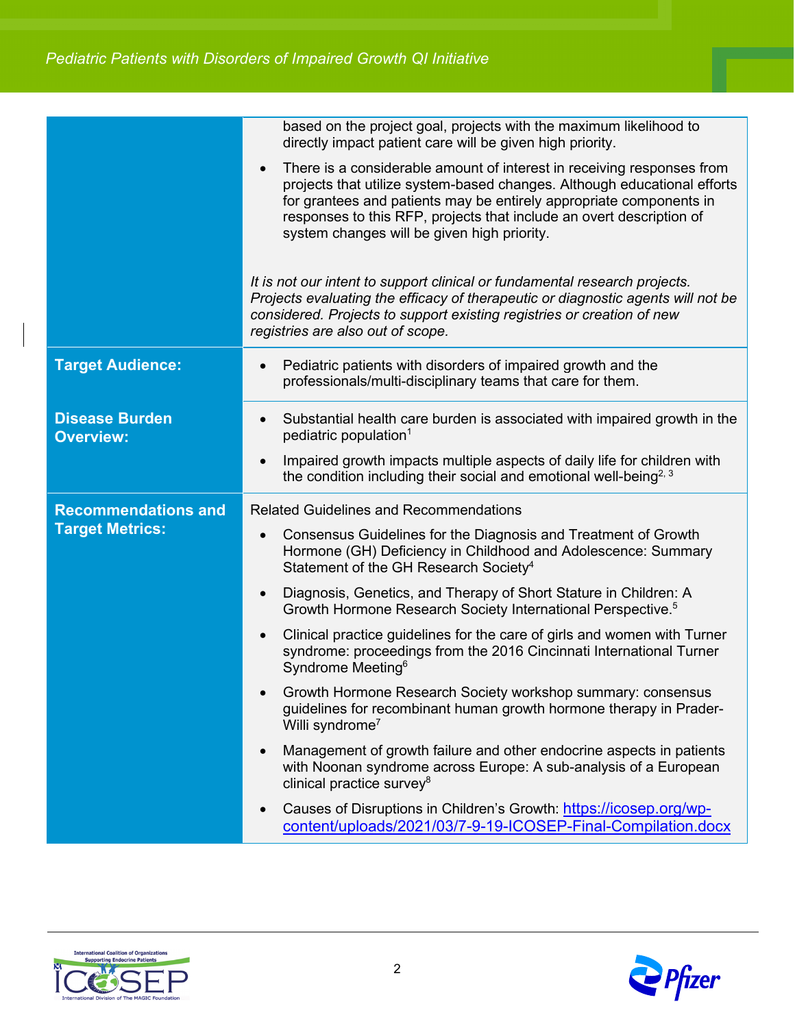| | |
|---|---|
| | based on the project goal, projects with the maximum likelihood to directly impact patient care will be given high priority.<br>• There is a considerable amount of interest in receiving responses from projects that utilize system-based changes. Although educational efforts for grantees and patients may be entirely appropriate components in responses to this RFP, projects that include an overt description of system changes will be given high priority.<br><br>*It is not our intent to support clinical or fundamental research projects. Projects evaluating the efficacy of therapeutic or diagnostic agents will not be considered. Projects to support existing registries or creation of new registries are also out of scope.* |
| **Target Audience:** | • Pediatric patients with disorders of impaired growth and the professionals/multi-disciplinary teams that care for them. |
| **Disease Burden Overview:** | • Substantial health care burden is associated with impaired growth in the pediatric population[1]<br>• Impaired growth impacts multiple aspects of daily life for children with the condition including their social and emotional well-being[2, 3] |
| **Recommendations and Target Metrics:** | Related Guidelines and Recommendations<br>• Consensus Guidelines for the Diagnosis and Treatment of Growth Hormone (GH) Deficiency in Childhood and Adolescence: Summary Statement of the GH Research Society[4]<br>• Diagnosis, Genetics, and Therapy of Short Stature in Children: A Growth Hormone Research Society International Perspective.[5]<br>• Clinical practice guidelines for the care of girls and women with Turner syndrome: proceedings from the 2016 Cincinnati International Turner Syndrome Meeting[6]<br>• Growth Hormone Research Society workshop summary: consensus guidelines for recombinant human growth hormone therapy in Prader-Willi syndrome[7]<br>• Management of growth failure and other endocrine aspects in patients with Noonan syndrome across Europe: A sub-analysis of a European clinical practice survey[8]<br>• Causes of Disruptions in Children's Growth: https://icosep.org/wp-content/uploads/2021/03/7-9-19-ICOSEP-Final-Compilation.docx |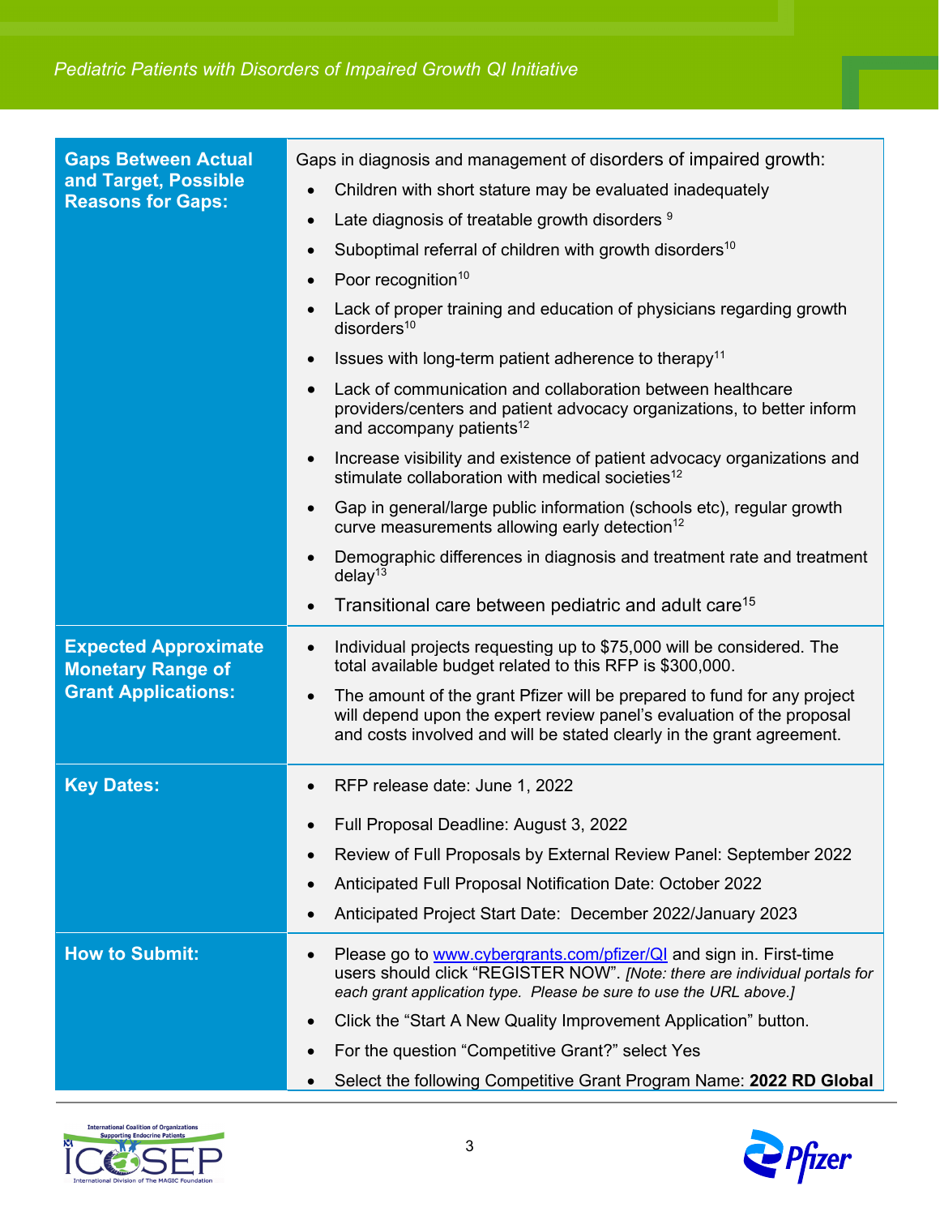| | |
|---|---|
| **Gaps Between Actual and Target, Possible Reasons for Gaps:** | Gaps in diagnosis and management of disorders of impaired growth:<br>• Children with short stature may be evaluated inadequately<br>• Late diagnosis of treatable growth disorders [9]<br>• Suboptimal referral of children with growth disorders[10]<br>• Poor recognition[10]<br>• Lack of proper training and education of physicians regarding growth disorders[10]<br>• Issues with long-term patient adherence to therapy[11]<br>• Lack of communication and collaboration between healthcare providers/centers and patient advocacy organizations, to better inform and accompany patients[12]<br>• Increase visibility and existence of patient advocacy organizations and stimulate collaboration with medical societies[12]<br>• Gap in general/large public information (schools etc), regular growth curve measurements allowing early detection[12]<br>• Demographic differences in diagnosis and treatment rate and treatment delay[13]<br>• Transitional care between pediatric and adult care[15] |
| **Expected Approximate Monetary Range of Grant Applications:** | • Individual projects requesting up to $75,000 will be considered. The total available budget related to this RFP is $300,000.<br>• The amount of the grant Pfizer will be prepared to fund for any project will depend upon the expert review panel's evaluation of the proposal and costs involved and will be stated clearly in the grant agreement. |
| **Key Dates:** | • RFP release date: June 1, 2022<br>• Full Proposal Deadline: August 3, 2022<br>• Review of Full Proposals by External Review Panel: September 2022<br>• Anticipated Full Proposal Notification Date: October 2022<br>• Anticipated Project Start Date: December 2022/January 2023 |
| **How to Submit:** | • Please go to www.cybergrants.com/pfizer/QI and sign in. First-time users should click "REGISTER NOW". *[Note: there are individual portals for each grant application type. Please be sure to use the URL above.]*<br>• Click the "Start A New Quality Improvement Application" button.<br>• For the question "Competitive Grant?" select Yes<br>• Select the following Competitive Grant Program Name: **2022 RD Global** |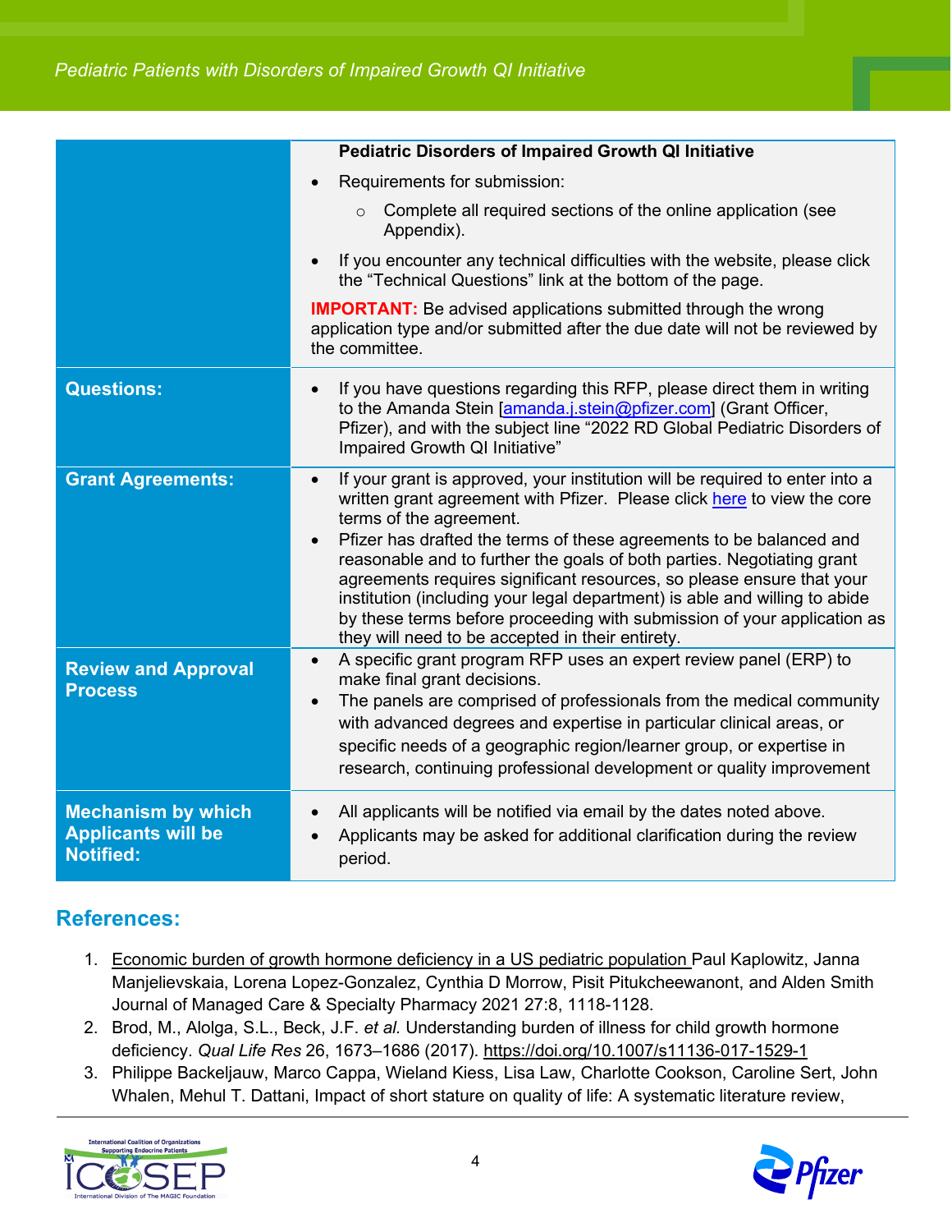| | |
|---|---|
| | **Pediatric Disorders of Impaired Growth QI Initiative**<br>• Requirements for submission:<br>  ○ Complete all required sections of the online application (see Appendix).<br>• If you encounter any technical difficulties with the website, please click the "Technical Questions" link at the bottom of the page.<br>**IMPORTANT:** Be advised applications submitted through the wrong application type and/or submitted after the due date will not be reviewed by the committee. |
| **Questions:** | • If you have questions regarding this RFP, please direct them in writing to the Amanda Stein [amanda.j.stein@pfizer.com] (Grant Officer, Pfizer), and with the subject line "2022 RD Global Pediatric Disorders of Impaired Growth QI Initiative" |
| **Grant Agreements:** | • If your grant is approved, your institution will be required to enter into a written grant agreement with Pfizer. Please click here to view the core terms of the agreement.<br>• Pfizer has drafted the terms of these agreements to be balanced and reasonable and to further the goals of both parties. Negotiating grant agreements requires significant resources, so please ensure that your institution (including your legal department) is able and willing to abide by these terms before proceeding with submission of your application as they will need to be accepted in their entirety. |
| **Review and Approval Process** | • A specific grant program RFP uses an expert review panel (ERP) to make final grant decisions.<br>• The panels are comprised of professionals from the medical community with advanced degrees and expertise in particular clinical areas, or specific needs of a geographic region/learner group, or expertise in research, continuing professional development or quality improvement |
| **Mechanism by which Applicants will be Notified:** | • All applicants will be notified via email by the dates noted above.<br>• Applicants may be asked for additional clarification during the review period. |

## References:

1. Economic burden of growth hormone deficiency in a US pediatric population Paul Kaplowitz, Janna Manjelievskaia, Lorena Lopez-Gonzalez, Cynthia D Morrow, Pisit Pitukcheewanont, and Alden Smith Journal of Managed Care & Specialty Pharmacy 2021 27:8, 1118-1128.
2. Brod, M., Alolga, S.L., Beck, J.F. *et al.* Understanding burden of illness for child growth hormone deficiency. *Qual Life Res* 26, 1673–1686 (2017). https://doi.org/10.1007/s11136-017-1529-1
3. Philippe Backeljauw, Marco Cappa, Wieland Kiess, Lisa Law, Charlotte Cookson, Caroline Sert, John Whalen, Mehul T. Dattani, Impact of short stature on quality of life: A systematic literature review,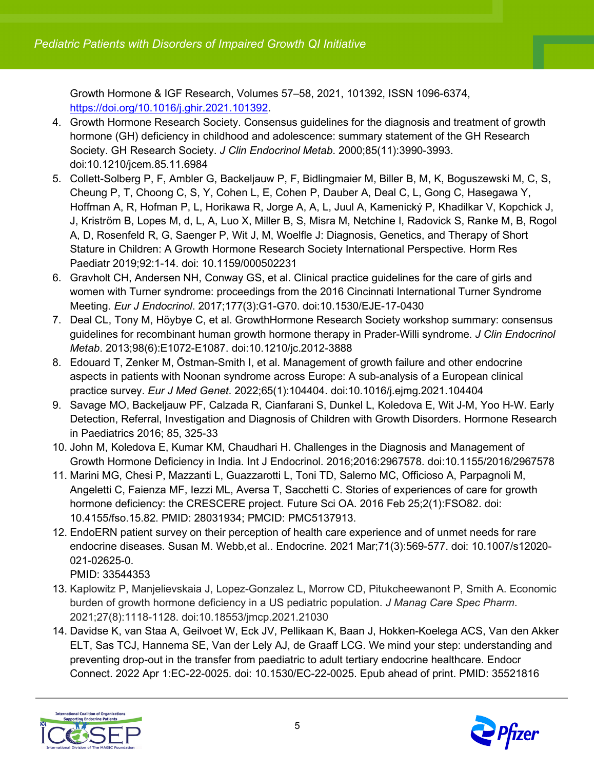Growth Hormone & IGF Research, Volumes 57–58, 2021, 101392, ISSN 1096-6374, https://doi.org/10.1016/j.ghir.2021.101392.

4. Growth Hormone Research Society. Consensus guidelines for the diagnosis and treatment of growth hormone (GH) deficiency in childhood and adolescence: summary statement of the GH Research Society. GH Research Society. *J Clin Endocrinol Metab*. 2000;85(11):3990-3993. doi:10.1210/jcem.85.11.6984
5. Collett-Solberg P, F, Ambler G, Backeljauw P, F, Bidlingmaier M, Biller B, M, K, Boguszewski M, C, S, Cheung P, T, Choong C, S, Y, Cohen L, E, Cohen P, Dauber A, Deal C, L, Gong C, Hasegawa Y, Hoffman A, R, Hofman P, L, Horikawa R, Jorge A, A, L, Juul A, Kamenický P, Khadilkar V, Kopchick J, J, Kriström B, Lopes M, d, L, A, Luo X, Miller B, S, Misra M, Netchine I, Radovick S, Ranke M, B, Rogol A, D, Rosenfeld R, G, Saenger P, Wit J, M, Woelfle J: Diagnosis, Genetics, and Therapy of Short Stature in Children: A Growth Hormone Research Society International Perspective. Horm Res Paediatr 2019;92:1-14. doi: 10.1159/000502231
6. Gravholt CH, Andersen NH, Conway GS, et al. Clinical practice guidelines for the care of girls and women with Turner syndrome: proceedings from the 2016 Cincinnati International Turner Syndrome Meeting. *Eur J Endocrinol*. 2017;177(3):G1-G70. doi:10.1530/EJE-17-0430
7. Deal CL, Tony M, Höybye C, et al. GrowthHormone Research Society workshop summary: consensus guidelines for recombinant human growth hormone therapy in Prader-Willi syndrome. *J Clin Endocrinol Metab*. 2013;98(6):E1072-E1087. doi:10.1210/jc.2012-3888
8. Edouard T, Zenker M, Östman-Smith I, et al. Management of growth failure and other endocrine aspects in patients with Noonan syndrome across Europe: A sub-analysis of a European clinical practice survey. *Eur J Med Genet*. 2022;65(1):104404. doi:10.1016/j.ejmg.2021.104404
9. Savage MO, Backeljauw PF, Calzada R, Cianfarani S, Dunkel L, Koledova E, Wit J-M, Yoo H-W. Early Detection, Referral, Investigation and Diagnosis of Children with Growth Disorders. Hormone Research in Paediatrics 2016; 85, 325-33
10. John M, Koledova E, Kumar KM, Chaudhari H. Challenges in the Diagnosis and Management of Growth Hormone Deficiency in India. Int J Endocrinol. 2016;2016:2967578. doi:10.1155/2016/2967578
11. Marini MG, Chesi P, Mazzanti L, Guazzarotti L, Toni TD, Salerno MC, Officioso A, Parpagnoli M, Angeletti C, Faienza MF, Iezzi ML, Aversa T, Sacchetti C. Stories of experiences of care for growth hormone deficiency: the CRESCERE project. Future Sci OA. 2016 Feb 25;2(1):FSO82. doi: 10.4155/fso.15.82. PMID: 28031934; PMCID: PMC5137913.
12. EndoERN patient survey on their perception of health care experience and of unmet needs for rare endocrine diseases. Susan M. Webb,et al.. Endocrine. 2021 Mar;71(3):569-577. doi: 10.1007/s12020-021-02625-0.
PMID: 33544353
13. Kaplowitz P, Manjelievskaia J, Lopez-Gonzalez L, Morrow CD, Pitukcheewanont P, Smith A. Economic burden of growth hormone deficiency in a US pediatric population. *J Manag Care Spec Pharm*. 2021;27(8):1118-1128. doi:10.18553/jmcp.2021.21030
14. Davidse K, van Staa A, Geilvoet W, Eck JV, Pellikaan K, Baan J, Hokken-Koelega ACS, Van den Akker ELT, Sas TCJ, Hannema SE, Van der Lely AJ, de Graaff LCG. We mind your step: understanding and preventing drop-out in the transfer from paediatric to adult tertiary endocrine healthcare. Endocr Connect. 2022 Apr 1:EC-22-0025. doi: 10.1530/EC-22-0025. Epub ahead of print. PMID: 35521816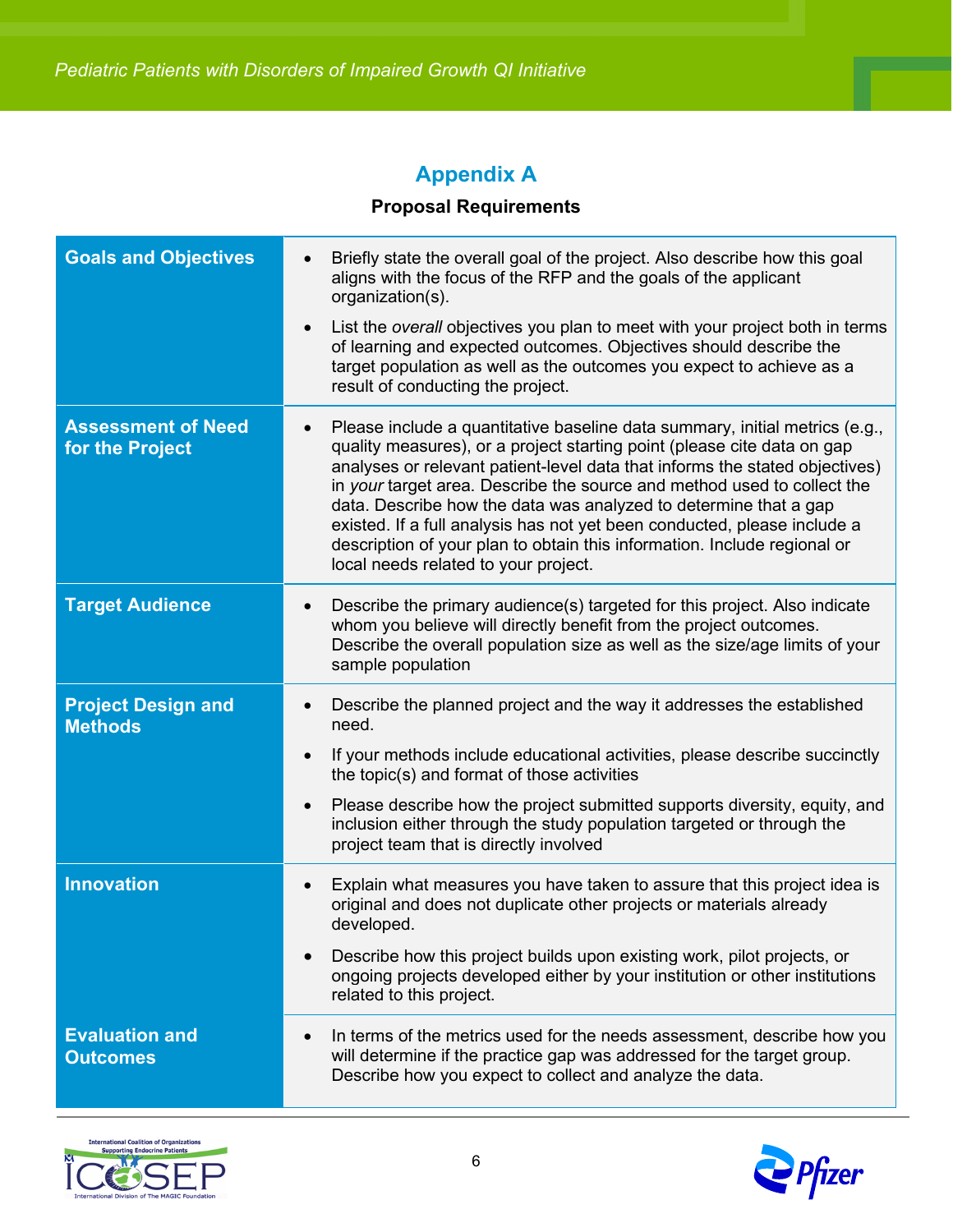## Appendix A

**Proposal Requirements**

| | |
|---|---|
| **Goals and Objectives** | • Briefly state the overall goal of the project. Also describe how this goal aligns with the focus of the RFP and the goals of the applicant organization(s).<br>• List the *overall* objectives you plan to meet with your project both in terms of learning and expected outcomes. Objectives should describe the target population as well as the outcomes you expect to achieve as a result of conducting the project. |
| **Assessment of Need for the Project** | • Please include a quantitative baseline data summary, initial metrics (e.g., quality measures), or a project starting point (please cite data on gap analyses or relevant patient-level data that informs the stated objectives) in *your* target area. Describe the source and method used to collect the data. Describe how the data was analyzed to determine that a gap existed. If a full analysis has not yet been conducted, please include a description of your plan to obtain this information. Include regional or local needs related to your project. |
| **Target Audience** | • Describe the primary audience(s) targeted for this project. Also indicate whom you believe will directly benefit from the project outcomes. Describe the overall population size as well as the size/age limits of your sample population |
| **Project Design and Methods** | • Describe the planned project and the way it addresses the established need.<br>• If your methods include educational activities, please describe succinctly the topic(s) and format of those activities<br>• Please describe how the project submitted supports diversity, equity, and inclusion either through the study population targeted or through the project team that is directly involved |
| **Innovation** | • Explain what measures you have taken to assure that this project idea is original and does not duplicate other projects or materials already developed.<br>• Describe how this project builds upon existing work, pilot projects, or ongoing projects developed either by your institution or other institutions related to this project. |
| **Evaluation and Outcomes** | • In terms of the metrics used for the needs assessment, describe how you will determine if the practice gap was addressed for the target group. Describe how you expect to collect and analyze the data. |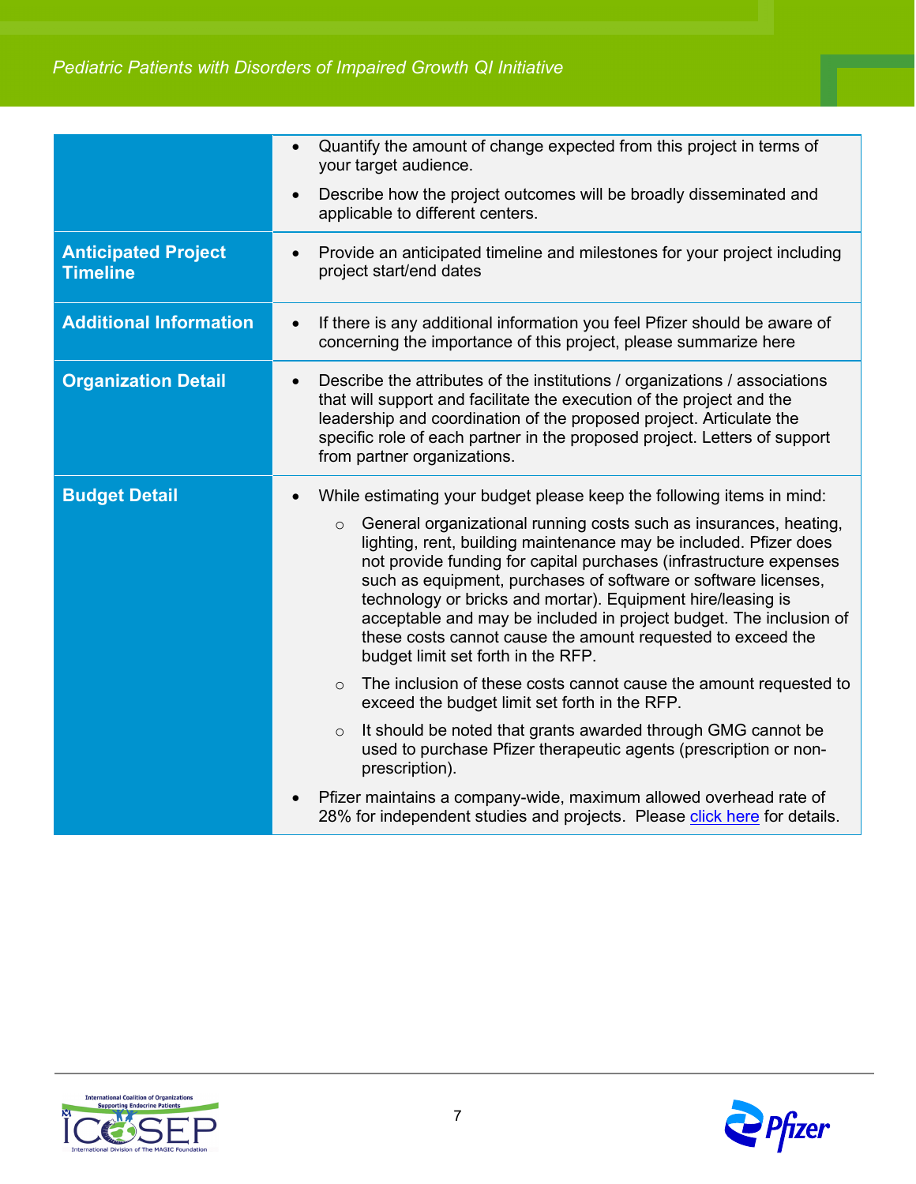| | |
|---|---|
| | • Quantify the amount of change expected from this project in terms of your target audience.<br>• Describe how the project outcomes will be broadly disseminated and applicable to different centers. |
| **Anticipated Project Timeline** | • Provide an anticipated timeline and milestones for your project including project start/end dates |
| **Additional Information** | • If there is any additional information you feel Pfizer should be aware of concerning the importance of this project, please summarize here |
| **Organization Detail** | • Describe the attributes of the institutions / organizations / associations that will support and facilitate the execution of the project and the leadership and coordination of the proposed project. Articulate the specific role of each partner in the proposed project. Letters of support from partner organizations. |
| **Budget Detail** | • While estimating your budget please keep the following items in mind:<br>&nbsp;&nbsp;&nbsp;○ General organizational running costs such as insurances, heating, lighting, rent, building maintenance may be included. Pfizer does not provide funding for capital purchases (infrastructure expenses such as equipment, purchases of software or software licenses, technology or bricks and mortar). Equipment hire/leasing is acceptable and may be included in project budget. The inclusion of these costs cannot cause the amount requested to exceed the budget limit set forth in the RFP.<br>&nbsp;&nbsp;&nbsp;○ The inclusion of these costs cannot cause the amount requested to exceed the budget limit set forth in the RFP.<br>&nbsp;&nbsp;&nbsp;○ It should be noted that grants awarded through GMG cannot be used to purchase Pfizer therapeutic agents (prescription or non-prescription).<br>• Pfizer maintains a company-wide, maximum allowed overhead rate of 28% for independent studies and projects. Please click here for details. |